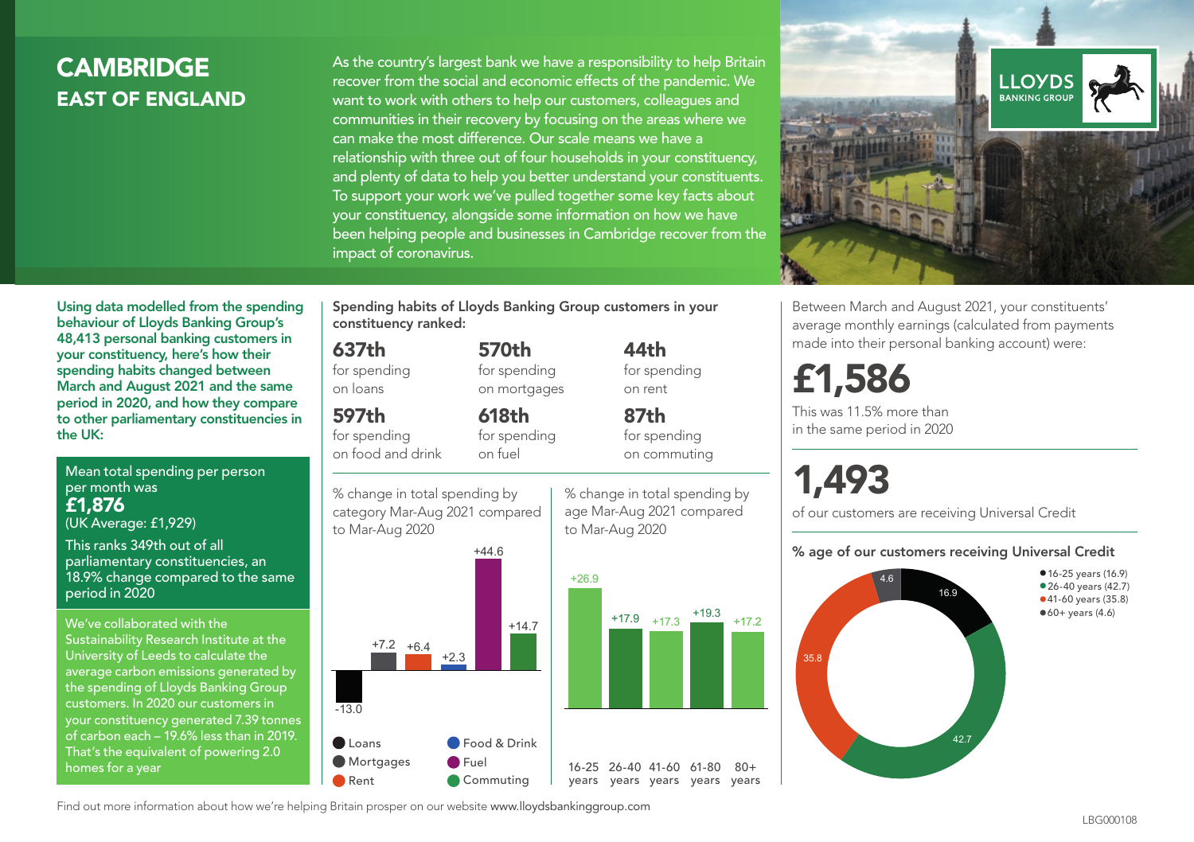# CAMBRIDGE

## EAST OF ENGLAND

As the country's largest bank we have a responsibility to help Britain recover from the social and economic effects of the pandemic. We want to work with others to help our customers, colleagues and communities in their recovery by focusing on the areas where we can make the most difference. Our scale means we have a relationship with three out of four households in your constituency, and plenty of data to help you better understand your constituents. To support your work we've pulled together some key facts about your constituency, alongside some information on how we have been helping people and businesses in Cambridge recover from the impact of coronavirus.

LLOYDS BANKING GROUP

**Using data modelled from the spending behaviour of Lloyds Banking Group's 48,413 personal banking customers in your constituency, here's how their spending habits changed between March and August 2021 and the same period in 2020, and how they compare to other parliamentary constituencies in the UK:**

Mean total spending per person per month was
**£1,876**
(UK Average: £1,929)

This ranks 349th out of all parliamentary constituencies, an 18.9% change compared to the same period in 2020

We've collaborated with the Sustainability Research Institute at the University of Leeds to calculate the average carbon emissions generated by the spending of Lloyds Banking Group customers. In 2020 our customers in your constituency generated 7.39 tonnes of carbon each – 19.6% less than in 2019. That's the equivalent of powering 2.0 homes for a year

**Spending habits of Lloyds Banking Group customers in your constituency ranked:**

| | | |
|---|---|---|
| **637th** for spending on loans | **570th** for spending on mortgages | **44th** for spending on rent |
| **597th** for spending on food and drink | **618th** for spending on fuel | **87th** for spending on commuting |

% change in total spending by category Mar-Aug 2021 compared to Mar-Aug 2020

| Category | % change |
|---|---|
| Loans | -13.0 |
| Mortgages | +7.2 |
| Rent | +6.4 |
| Food & Drink | +2.3 |
| Fuel | +44.6 |
| Commuting | +14.7 |

% change in total spending by age Mar-Aug 2021 compared to Mar-Aug 2020

| Age | % change |
|---|---|
| 16-25 years | +26.9 |
| 26-40 years | +17.9 |
| 41-60 years | +17.3 |
| 61-80 years | +19.3 |
| 80+ years | +17.2 |

Between March and August 2021, your constituents' average monthly earnings (calculated from payments made into their personal banking account) were:

**£1,586**

This was 11.5% more than in the same period in 2020

**1,493**

of our customers are receiving Universal Credit

**% age of our customers receiving Universal Credit**

| Age | % |
|---|---|
| 16-25 years | 16.9 |
| 26-40 years | 42.7 |
| 41-60 years | 35.8 |
| 60+ years | 4.6 |

Find out more information about how we're helping Britain prosper on our website www.lloydsbankinggroup.com

LBG000108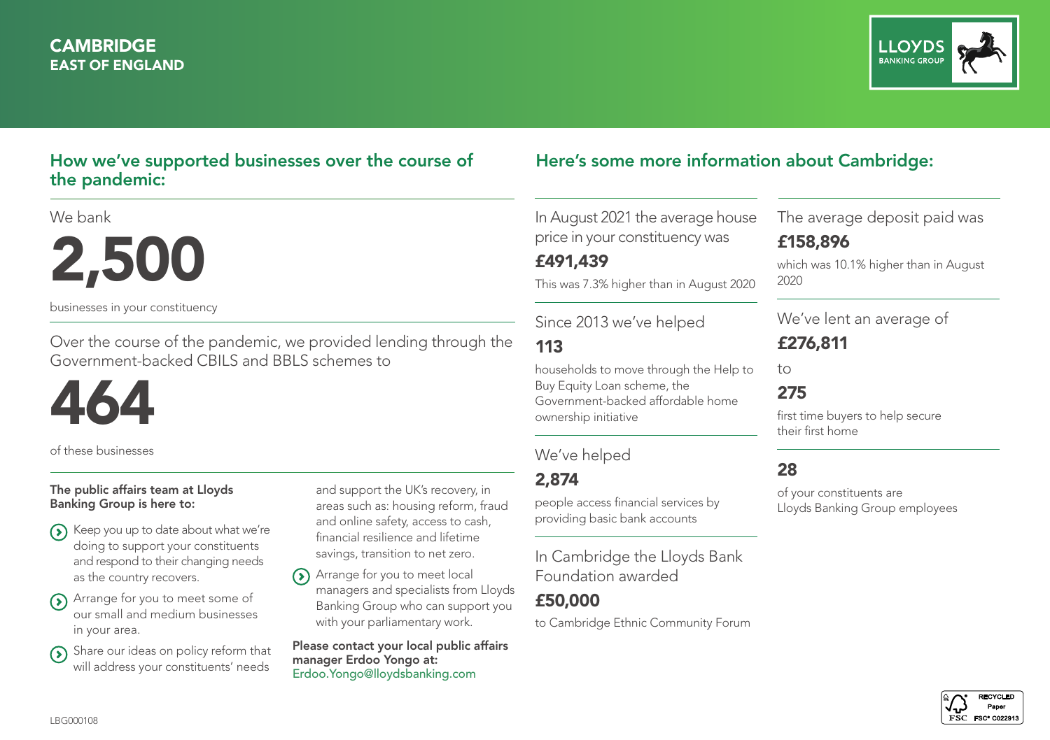**CAMBRIDGE**
**EAST OF ENGLAND**

## How we've supported businesses over the course of the pandemic:

We bank

# 2,500

businesses in your constituency

Over the course of the pandemic, we provided lending through the Government-backed CBILS and BBLS schemes to

# 464

of these businesses

**The public affairs team at Lloyds Banking Group is here to:**

- Keep you up to date about what we're doing to support your constituents and respond to their changing needs as the country recovers.
- Arrange for you to meet some of our small and medium businesses in your area.
- Share our ideas on policy reform that will address your constituents' needs and support the UK's recovery, in areas such as: housing reform, fraud and online safety, access to cash, financial resilience and lifetime savings, transition to net zero.
- Arrange for you to meet local managers and specialists from Lloyds Banking Group who can support you with your parliamentary work.

**Please contact your local public affairs manager Erdoo Yongo at:**
Erdoo.Yongo@lloydsbanking.com

## Here's some more information about Cambridge:

In August 2021 the average house price in your constituency was

**£491,439**

This was 7.3% higher than in August 2020

Since 2013 we've helped

**113**

households to move through the Help to Buy Equity Loan scheme, the Government-backed affordable home ownership initiative

We've helped

**2,874**

people access financial services by providing basic bank accounts

In Cambridge the Lloyds Bank Foundation awarded

**£50,000**

to Cambridge Ethnic Community Forum

The average deposit paid was

**£158,896**

which was 10.1% higher than in August 2020

We've lent an average of

**£276,811**

to

**275**

first time buyers to help secure their first home

**28**

of your constituents are Lloyds Banking Group employees

LBG000108